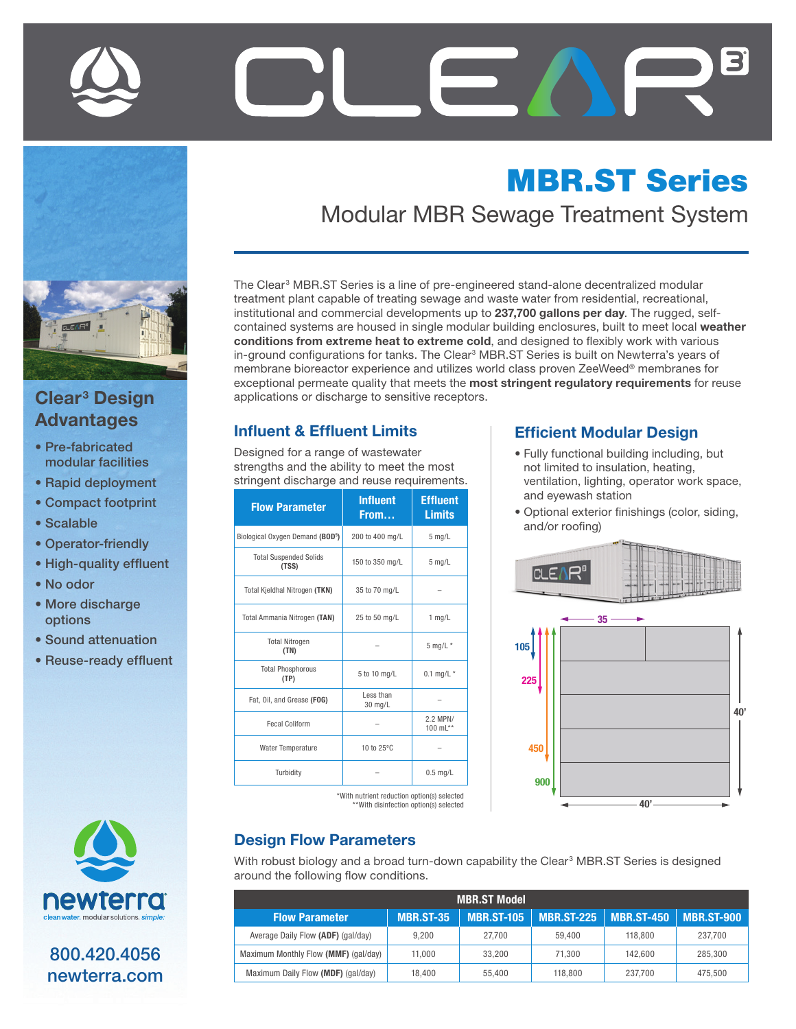# CLEAR[3]

## MBR.ST Series

### Modular MBR Sewage Treatment System

The Clear[3] MBR.ST Series is a line of pre-engineered stand-alone decentralized modular treatment plant capable of treating sewage and waste water from residential, recreational, institutional and commercial developments up to **237,700 gallons per day**. The rugged, self-contained systems are housed in single modular building enclosures, built to meet local **weather conditions from extreme heat to extreme cold**, and designed to flexibly work with various in-ground configurations for tanks. The Clear[3] MBR.ST Series is built on Newterra's years of membrane bioreactor experience and utilizes world class proven ZeeWeed® membranes for exceptional permeate quality that meets the **most stringent regulatory requirements** for reuse applications or discharge to sensitive receptors.

## Clear[3] Design Advantages

- Pre-fabricated modular facilities
- Rapid deployment
- Compact footprint
- Scalable
- Operator-friendly
- High-quality effluent
- No odor
- More discharge options
- Sound attenuation
- Reuse-ready effluent

## Influent & Effluent Limits

Designed for a range of wastewater strengths and the ability to meet the most stringent discharge and reuse requirements.

| Flow Parameter | Influent From… | Effluent Limits |
|---|---|---|
| Biological Oxygen Demand **(BOD⁵)** | 200 to 400 mg/L | 5 mg/L |
| Total Suspended Solids **(TSS)** | 150 to 350 mg/L | 5 mg/L |
| Total Kjeldhal Nitrogen **(TKN)** | 35 to 70 mg/L | – |
| Total Ammania Nitrogen **(TAN)** | 25 to 50 mg/L | 1 mg/L |
| Total Nitrogen **(TN)** | – | 5 mg/L * |
| Total Phosphorous **(TP)** | 5 to 10 mg/L | 0.1 mg/L * |
| Fat, Oil, and Grease **(FOG)** | Less than 30 mg/L | – |
| Fecal Coliform | – | 2.2 MPN/ 100 mL** |
| Water Temperature | 10 to 25°C | – |
| Turbidity | – | 0.5 mg/L |

*With nutrient reduction option(s) selected
**With disinfection option(s) selected

## Efficient Modular Design

- Fully functional building including, but not limited to insulation, heating, ventilation, lighting, operator work space, and eyewash station
- Optional exterior finishings (color, siding, and/or roofing)

35 | 105 | 225 | 450 | 900 | 40' | 40'

## Design Flow Parameters

With robust biology and a broad turn-down capability the Clear[3] MBR.ST Series is designed around the following flow conditions.

| Flow Parameter | MBR.ST-35 | MBR.ST-105 | MBR.ST-225 | MBR.ST-450 | MBR.ST-900 |
|---|---|---|---|---|---|
| Average Daily Flow **(ADF)** (gal/day) | 9,200 | 27,700 | 59,400 | 118,800 | 237,700 |
| Maximum Monthly Flow **(MMF)** (gal/day) | 11,000 | 33,200 | 71,300 | 142,600 | 285,300 |
| Maximum Daily Flow **(MDF)** (gal/day) | 18,400 | 55,400 | 118,800 | 237,700 | 475,500 |

newterra
cleanwater. modular solutions. *simple.*

800.420.4056
newterra.com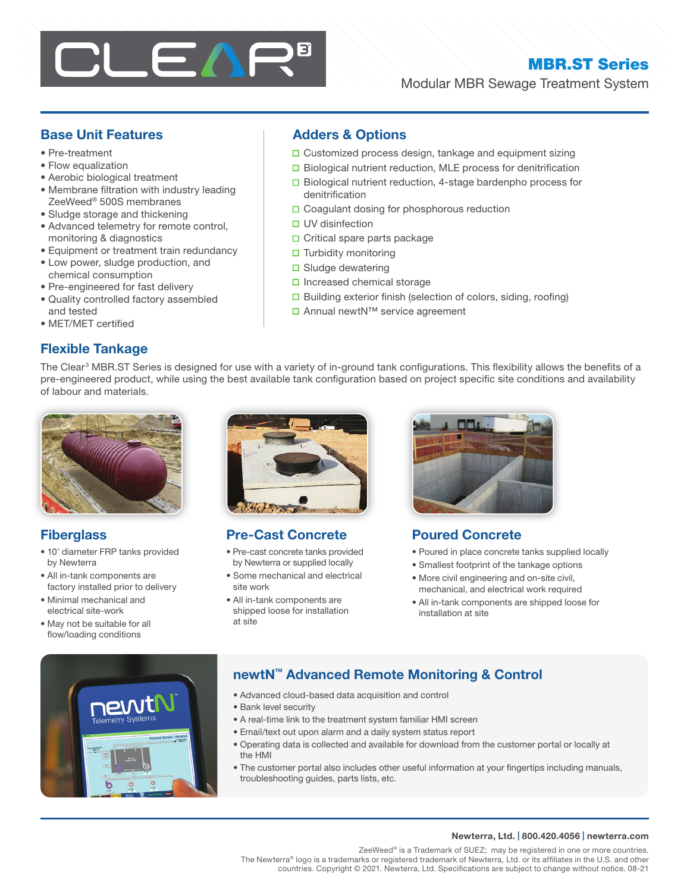# MBR.ST Series

Modular MBR Sewage Treatment System

## Base Unit Features

- Pre-treatment
- Flow equalization
- Aerobic biological treatment
- Membrane filtration with industry leading ZeeWeed® 500S membranes
- Sludge storage and thickening
- Advanced telemetry for remote control, monitoring & diagnostics
- Equipment or treatment train redundancy
- Low power, sludge production, and chemical consumption
- Pre-engineered for fast delivery
- Quality controlled factory assembled and tested
- MET/MET certified

## Adders & Options

- ☐ Customized process design, tankage and equipment sizing
- ☐ Biological nutrient reduction, MLE process for denitrification
- ☐ Biological nutrient reduction, 4-stage bardenpho process for denitrification
- ☐ Coagulant dosing for phosphorous reduction
- ☐ UV disinfection
- ☐ Critical spare parts package
- ☐ Turbidity monitoring
- ☐ Sludge dewatering
- ☐ Increased chemical storage
- ☐ Building exterior finish (selection of colors, siding, roofing)
- ☐ Annual newtN™ service agreement

## Flexible Tankage

The Clear³ MBR.ST Series is designed for use with a variety of in-ground tank configurations. This flexibility allows the benefits of a pre-engineered product, while using the best available tank configuration based on project specific site conditions and availability of labour and materials.

### Fiberglass

- 10' diameter FRP tanks provided by Newterra
- All in-tank components are factory installed prior to delivery
- Minimal mechanical and electrical site-work
- May not be suitable for all flow/loading conditions

### Pre-Cast Concrete

- Pre-cast concrete tanks provided by Newterra or supplied locally
- Some mechanical and electrical site work
- All in-tank components are shipped loose for installation at site

### Poured Concrete

- Poured in place concrete tanks supplied locally
- Smallest footprint of the tankage options
- More civil engineering and on-site civil, mechanical, and electrical work required
- All in-tank components are shipped loose for installation at site

## newtN™ Advanced Remote Monitoring & Control

- Advanced cloud-based data acquisition and control
- Bank level security
- A real-time link to the treatment system familiar HMI screen
- Email/text out upon alarm and a daily system status report
- Operating data is collected and available for download from the customer portal or locally at the HMI
- The customer portal also includes other useful information at your fingertips including manuals, troubleshooting guides, parts lists, etc.

**Newterra, Ltd.** | **800.420.4056** | **newterra.com**

ZeeWeed® is a Trademark of SUEZ; may be registered in one or more countries.
The Newterra® logo is a trademarks or registered trademark of Newterra, Ltd. or its affiliates in the U.S. and other countries. Copyright © 2021. Newterra, Ltd. Specifications are subject to change without notice. 08-21